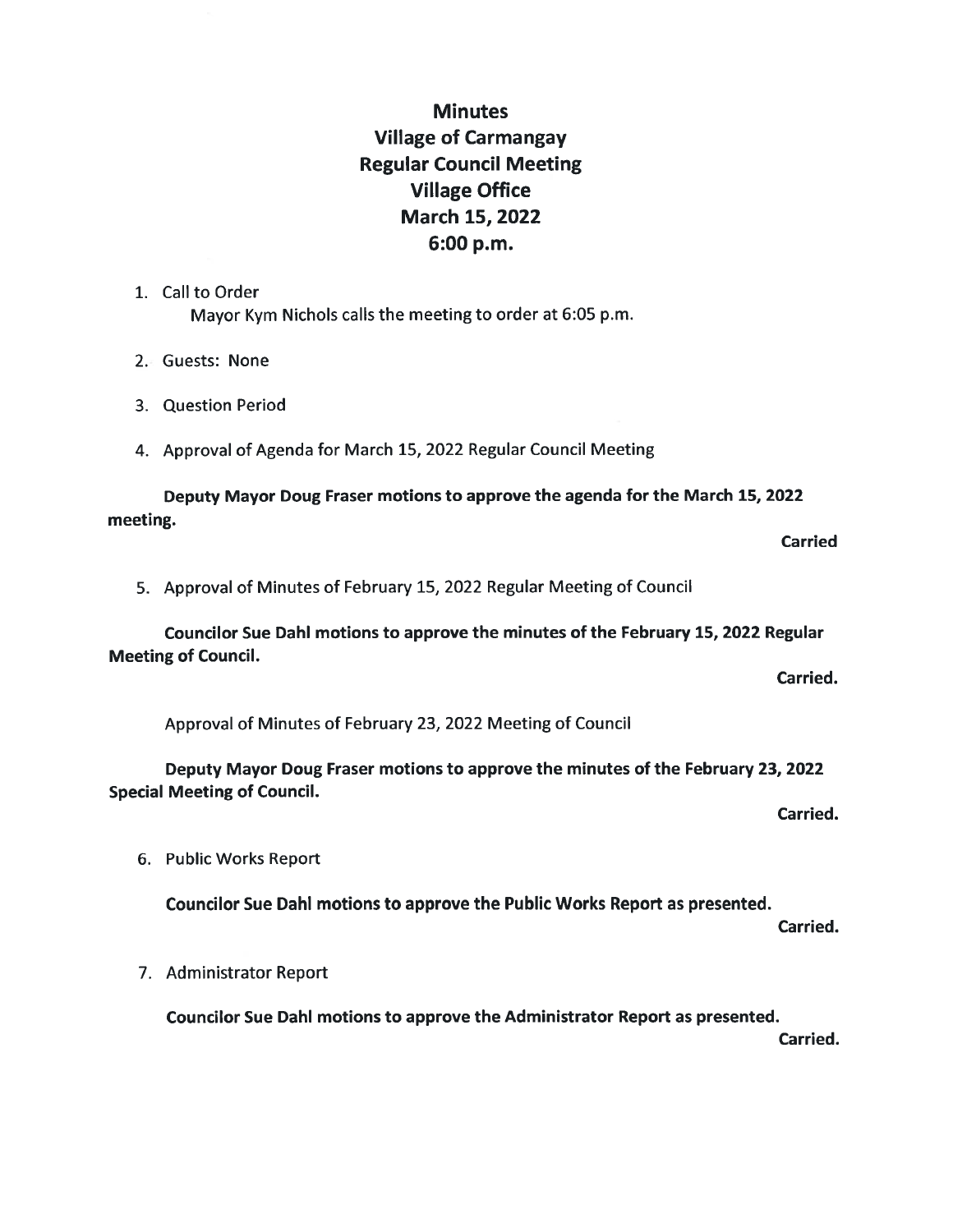# Minutes
# Village of Carmangay
# Regular Council Meeting
# Village Office
# March 15, 2022
# 6:00 p.m.

1. Call to Order
   Mayor Kym Nichols calls the meeting to order at 6:05 p.m.

2. Guests: None

3. Question Period

4. Approval of Agenda for March 15, 2022 Regular Council Meeting

**Deputy Mayor Doug Fraser motions to approve the agenda for the March 15, 2022 meeting.**

**Carried**

5. Approval of Minutes of February 15, 2022 Regular Meeting of Council

**Councilor Sue Dahl motions to approve the minutes of the February 15, 2022 Regular Meeting of Council.**

**Carried.**

Approval of Minutes of February 23, 2022 Meeting of Council

**Deputy Mayor Doug Fraser motions to approve the minutes of the February 23, 2022 Special Meeting of Council.**

**Carried.**

6. Public Works Report

**Councilor Sue Dahl motions to approve the Public Works Report as presented.**

**Carried.**

7. Administrator Report

**Councilor Sue Dahl motions to approve the Administrator Report as presented.**

**Carried.**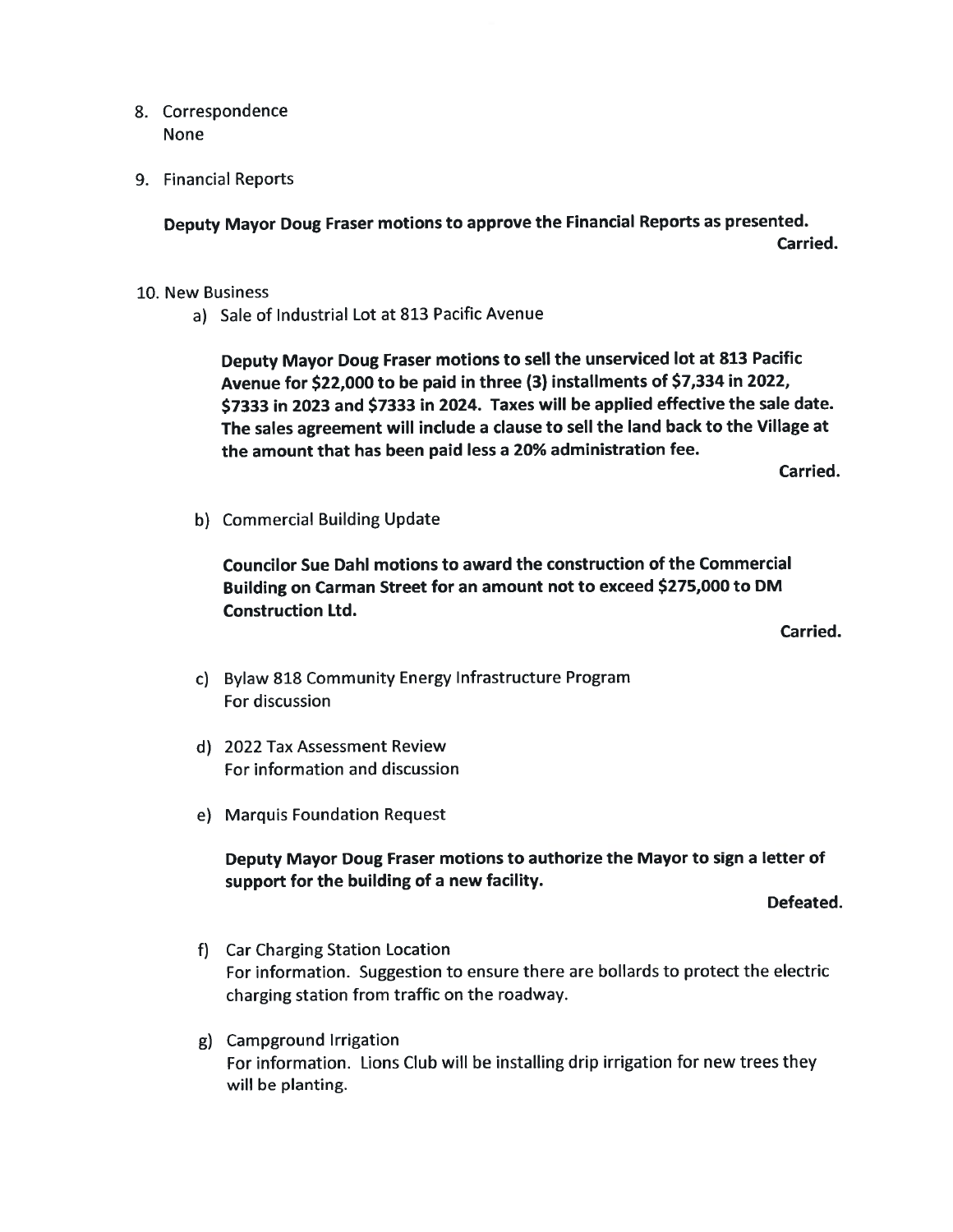8. Correspondence
   None

9. Financial Reports

   **Deputy Mayor Doug Fraser motions to approve the Financial Reports as presented.**
   **Carried.**

10. New Business
    a) Sale of Industrial Lot at 813 Pacific Avenue

       **Deputy Mayor Doug Fraser motions to sell the unserviced lot at 813 Pacific Avenue for $22,000 to be paid in three (3) installments of $7,334 in 2022, $7333 in 2023 and $7333 in 2024. Taxes will be applied effective the sale date. The sales agreement will include a clause to sell the land back to the Village at the amount that has been paid less a 20% administration fee.**
       **Carried.**

    b) Commercial Building Update

       **Councilor Sue Dahl motions to award the construction of the Commercial Building on Carman Street for an amount not to exceed $275,000 to DM Construction Ltd.**
       **Carried.**

    c) Bylaw 818 Community Energy Infrastructure Program
       For discussion

    d) 2022 Tax Assessment Review
       For information and discussion

    e) Marquis Foundation Request

       **Deputy Mayor Doug Fraser motions to authorize the Mayor to sign a letter of support for the building of a new facility.**
       **Defeated.**

    f) Car Charging Station Location
       For information. Suggestion to ensure there are bollards to protect the electric charging station from traffic on the roadway.

    g) Campground Irrigation
       For information. Lions Club will be installing drip irrigation for new trees they will be planting.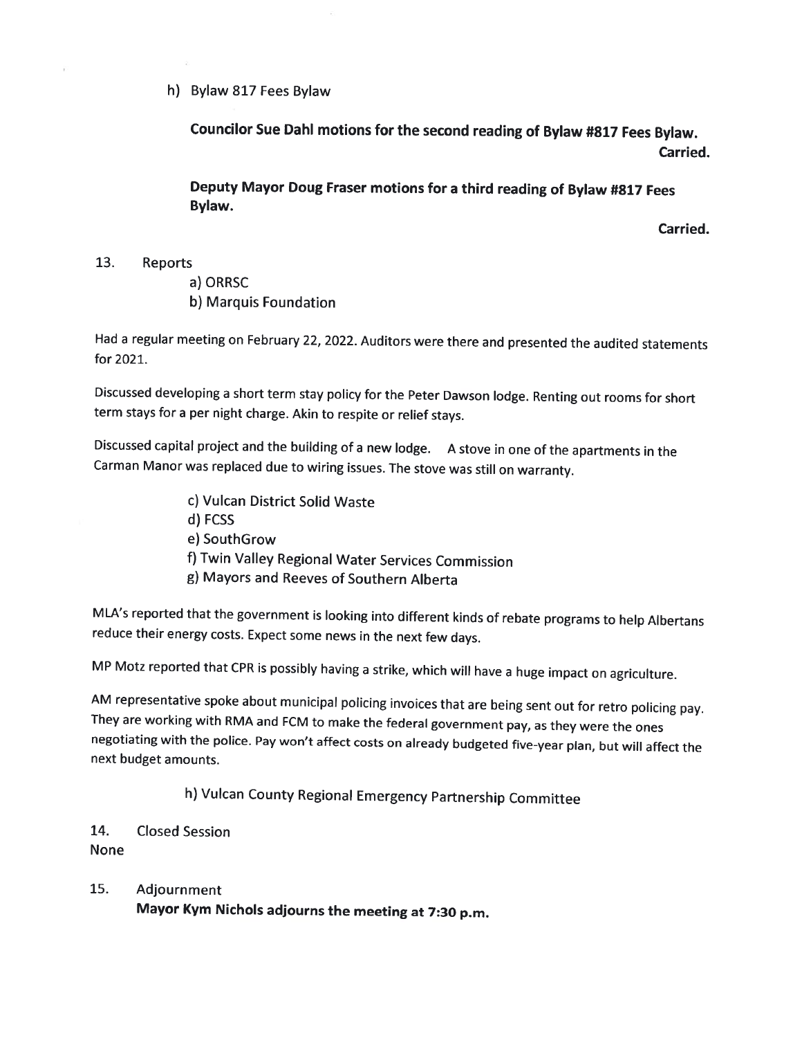h) Bylaw 817 Fees Bylaw

**Councilor Sue Dahl motions for the second reading of Bylaw #817 Fees Bylaw.**
**Carried.**

**Deputy Mayor Doug Fraser motions for a third reading of Bylaw #817 Fees Bylaw.**

**Carried.**

13. Reports

a) ORRSC

b) Marquis Foundation

Had a regular meeting on February 22, 2022. Auditors were there and presented the audited statements for 2021.

Discussed developing a short term stay policy for the Peter Dawson lodge. Renting out rooms for short term stays for a per night charge. Akin to respite or relief stays.

Discussed capital project and the building of a new lodge. A stove in one of the apartments in the Carman Manor was replaced due to wiring issues. The stove was still on warranty.

c) Vulcan District Solid Waste

d) FCSS

e) SouthGrow

f) Twin Valley Regional Water Services Commission

g) Mayors and Reeves of Southern Alberta

MLA's reported that the government is looking into different kinds of rebate programs to help Albertans reduce their energy costs. Expect some news in the next few days.

MP Motz reported that CPR is possibly having a strike, which will have a huge impact on agriculture.

AM representative spoke about municipal policing invoices that are being sent out for retro policing pay. They are working with RMA and FCM to make the federal government pay, as they were the ones negotiating with the police. Pay won't affect costs on already budgeted five-year plan, but will affect the next budget amounts.

h) Vulcan County Regional Emergency Partnership Committee

14. Closed Session

None

15. Adjournment

**Mayor Kym Nichols adjourns the meeting at 7:30 p.m.**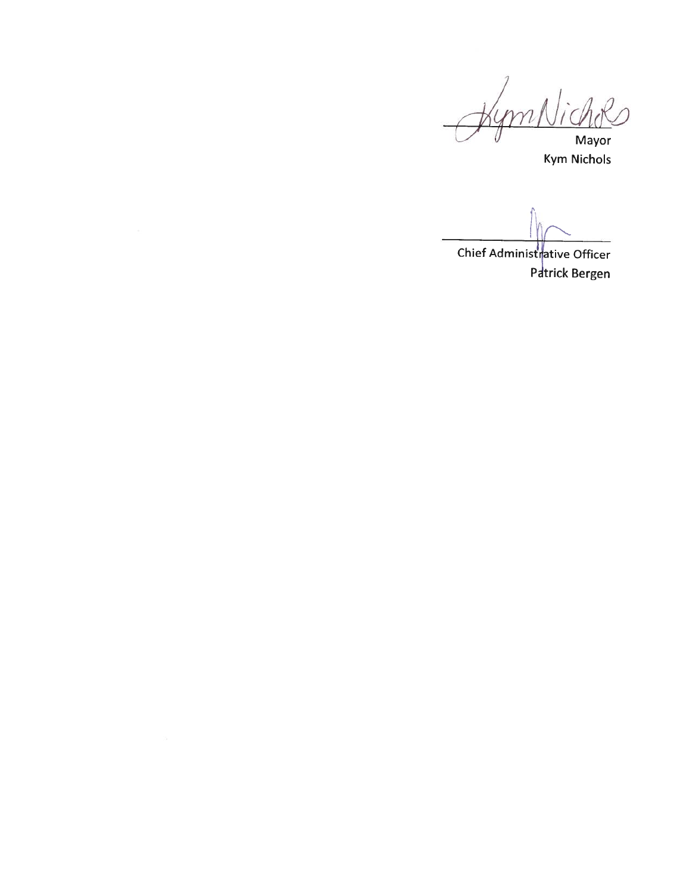Mayor

Kym Nichols

Chief Administrative Officer

Patrick Bergen